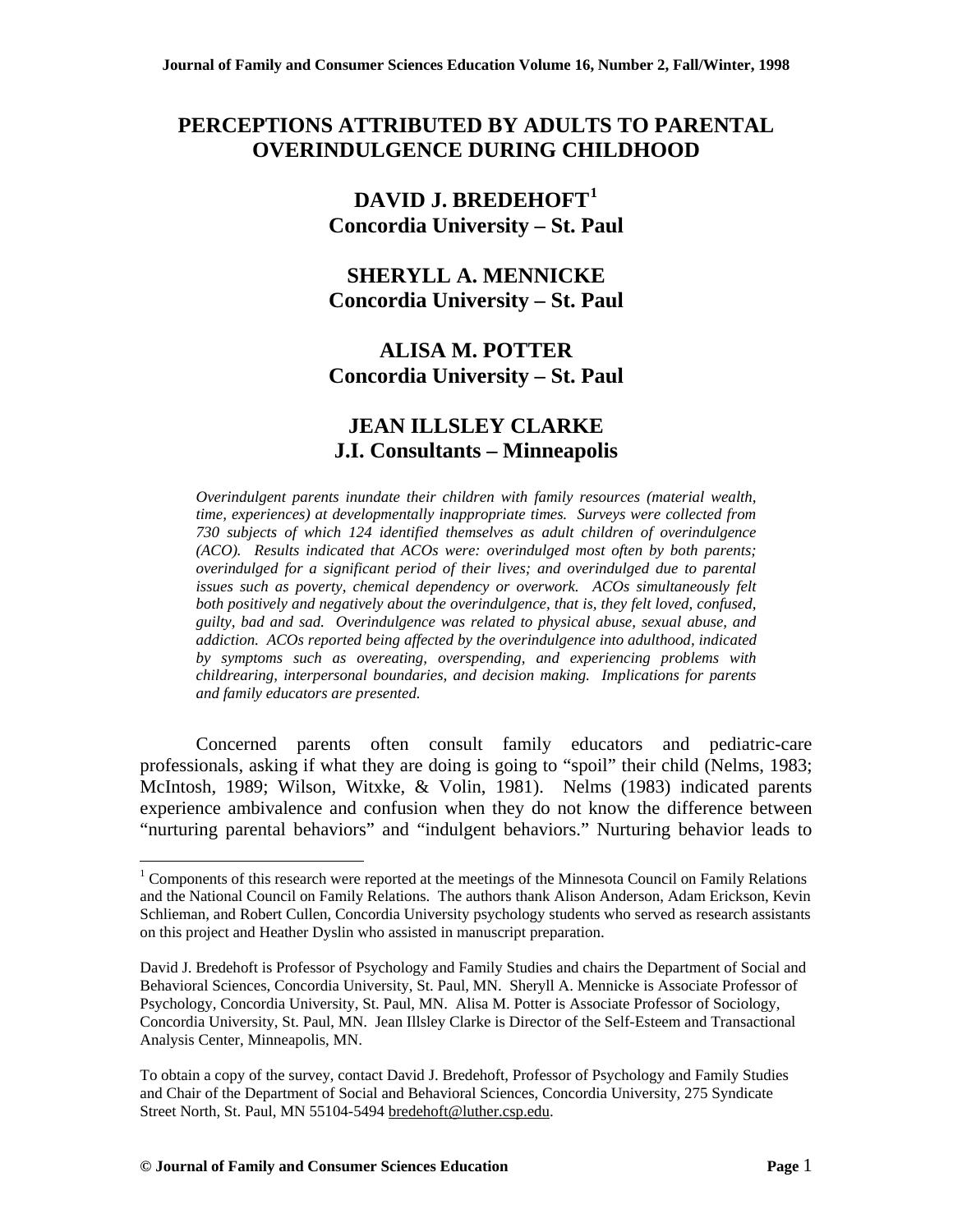# PERCEPTIONS ATTRIBUTED BY ADULTS TO PARENTAL OVERINDULGENCE DURING CHILDHOOD

**DAVID J. BREDEHOFT[1]**
**Concordia University – St. Paul**

**SHERYLL A. MENNICKE**
**Concordia University – St. Paul**

**ALISA M. POTTER**
**Concordia University – St. Paul**

**JEAN ILLSLEY CLARKE**
**J.I. Consultants – Minneapolis**

*Overindulgent parents inundate their children with family resources (material wealth, time, experiences) at developmentally inappropriate times. Surveys were collected from 730 subjects of which 124 identified themselves as adult children of overindulgence (ACO). Results indicated that ACOs were: overindulged most often by both parents; overindulged for a significant period of their lives; and overindulged due to parental issues such as poverty, chemical dependency or overwork. ACOs simultaneously felt both positively and negatively about the overindulgence, that is, they felt loved, confused, guilty, bad and sad. Overindulgence was related to physical abuse, sexual abuse, and addiction. ACOs reported being affected by the overindulgence into adulthood, indicated by symptoms such as overeating, overspending, and experiencing problems with childrearing, interpersonal boundaries, and decision making. Implications for parents and family educators are presented.*

Concerned parents often consult family educators and pediatric-care professionals, asking if what they are doing is going to "spoil" their child (Nelms, 1983; McIntosh, 1989; Wilson, Witxke, & Volin, 1981). Nelms (1983) indicated parents experience ambivalence and confusion when they do not know the difference between "nurturing parental behaviors" and "indulgent behaviors." Nurturing behavior leads to

---

[1] Components of this research were reported at the meetings of the Minnesota Council on Family Relations and the National Council on Family Relations. The authors thank Alison Anderson, Adam Erickson, Kevin Schlieman, and Robert Cullen, Concordia University psychology students who served as research assistants on this project and Heather Dyslin who assisted in manuscript preparation.

David J. Bredehoft is Professor of Psychology and Family Studies and chairs the Department of Social and Behavioral Sciences, Concordia University, St. Paul, MN. Sheryll A. Mennicke is Associate Professor of Psychology, Concordia University, St. Paul, MN. Alisa M. Potter is Associate Professor of Sociology, Concordia University, St. Paul, MN. Jean Illsley Clarke is Director of the Self-Esteem and Transactional Analysis Center, Minneapolis, MN.

To obtain a copy of the survey, contact David J. Bredehoft, Professor of Psychology and Family Studies and Chair of the Department of Social and Behavioral Sciences, Concordia University, 275 Syndicate Street North, St. Paul, MN 55104-5494 bredehoft@luther.csp.edu.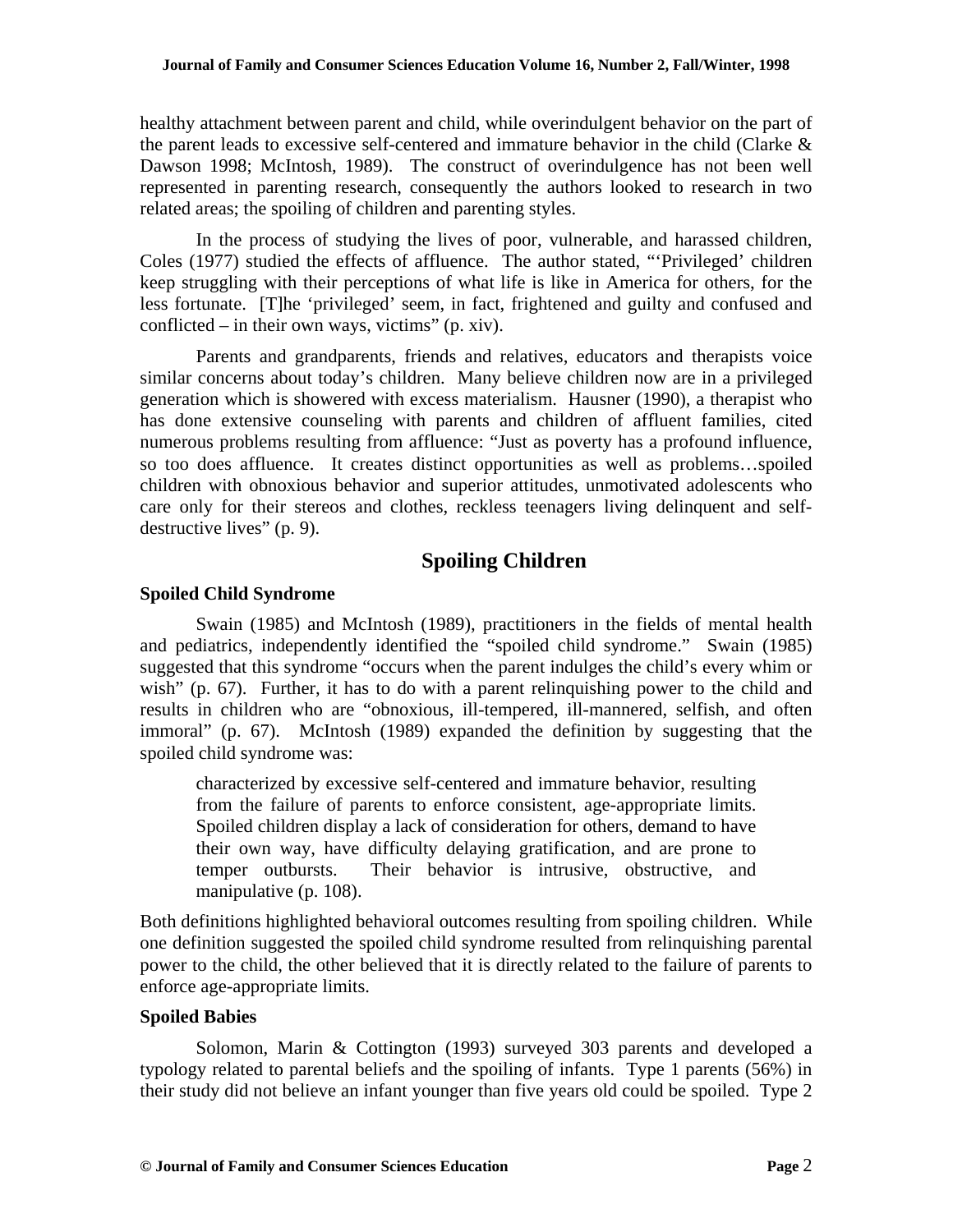healthy attachment between parent and child, while overindulgent behavior on the part of the parent leads to excessive self-centered and immature behavior in the child (Clarke & Dawson 1998; McIntosh, 1989). The construct of overindulgence has not been well represented in parenting research, consequently the authors looked to research in two related areas; the spoiling of children and parenting styles.

In the process of studying the lives of poor, vulnerable, and harassed children, Coles (1977) studied the effects of affluence. The author stated, "'Privileged' children keep struggling with their perceptions of what life is like in America for others, for the less fortunate. [T]he 'privileged' seem, in fact, frightened and guilty and confused and conflicted – in their own ways, victims" (p. xiv).

Parents and grandparents, friends and relatives, educators and therapists voice similar concerns about today's children. Many believe children now are in a privileged generation which is showered with excess materialism. Hausner (1990), a therapist who has done extensive counseling with parents and children of affluent families, cited numerous problems resulting from affluence: "Just as poverty has a profound influence, so too does affluence. It creates distinct opportunities as well as problems…spoiled children with obnoxious behavior and superior attitudes, unmotivated adolescents who care only for their stereos and clothes, reckless teenagers living delinquent and self-destructive lives" (p. 9).

## Spoiling Children

### Spoiled Child Syndrome

Swain (1985) and McIntosh (1989), practitioners in the fields of mental health and pediatrics, independently identified the "spoiled child syndrome." Swain (1985) suggested that this syndrome "occurs when the parent indulges the child's every whim or wish" (p. 67). Further, it has to do with a parent relinquishing power to the child and results in children who are "obnoxious, ill-tempered, ill-mannered, selfish, and often immoral" (p. 67). McIntosh (1989) expanded the definition by suggesting that the spoiled child syndrome was:

> characterized by excessive self-centered and immature behavior, resulting from the failure of parents to enforce consistent, age-appropriate limits. Spoiled children display a lack of consideration for others, demand to have their own way, have difficulty delaying gratification, and are prone to temper outbursts. Their behavior is intrusive, obstructive, and manipulative (p. 108).

Both definitions highlighted behavioral outcomes resulting from spoiling children. While one definition suggested the spoiled child syndrome resulted from relinquishing parental power to the child, the other believed that it is directly related to the failure of parents to enforce age-appropriate limits.

### Spoiled Babies

Solomon, Marin & Cottington (1993) surveyed 303 parents and developed a typology related to parental beliefs and the spoiling of infants. Type 1 parents (56%) in their study did not believe an infant younger than five years old could be spoiled. Type 2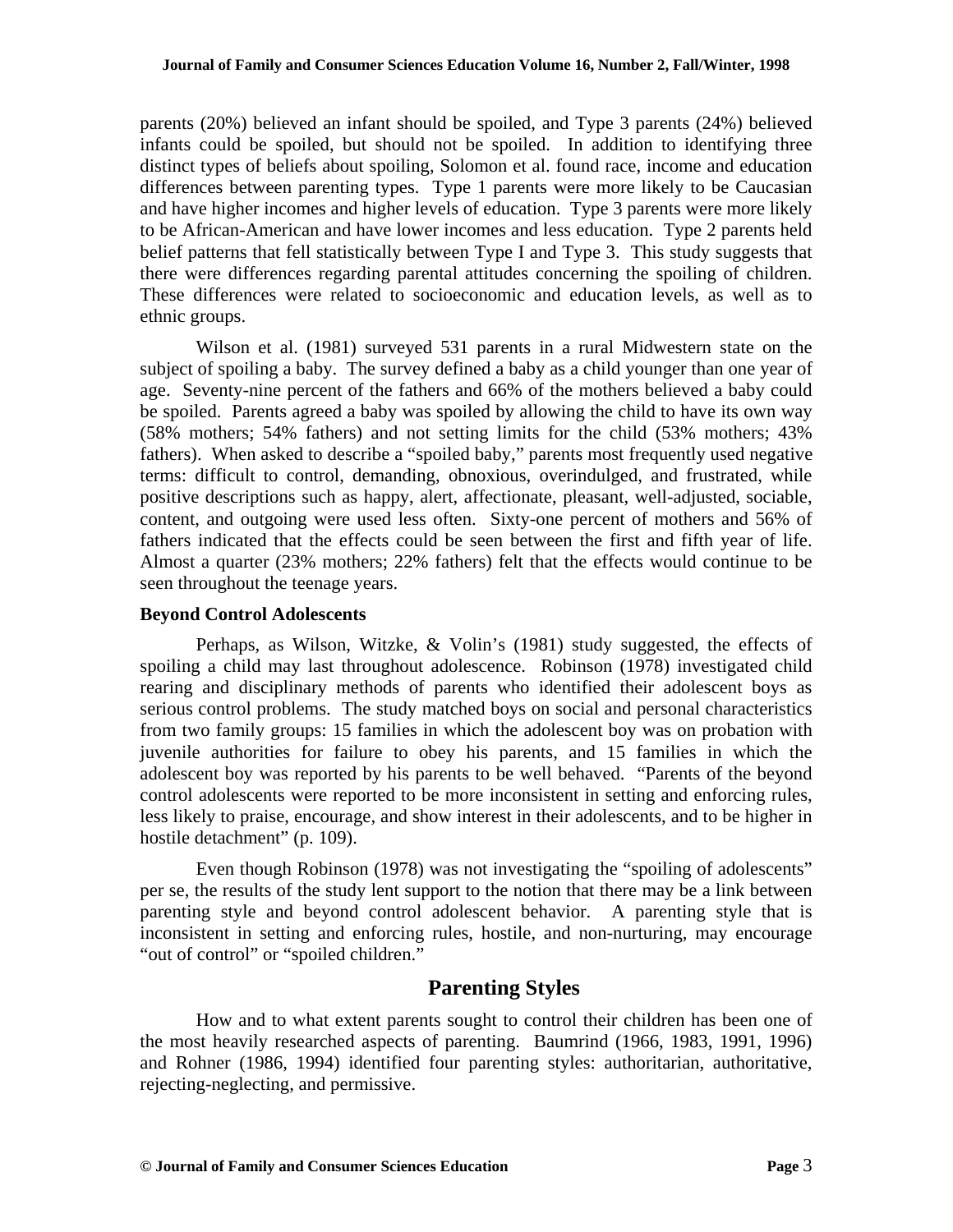parents (20%) believed an infant should be spoiled, and Type 3 parents (24%) believed infants could be spoiled, but should not be spoiled. In addition to identifying three distinct types of beliefs about spoiling, Solomon et al. found race, income and education differences between parenting types. Type 1 parents were more likely to be Caucasian and have higher incomes and higher levels of education. Type 3 parents were more likely to be African-American and have lower incomes and less education. Type 2 parents held belief patterns that fell statistically between Type I and Type 3. This study suggests that there were differences regarding parental attitudes concerning the spoiling of children. These differences were related to socioeconomic and education levels, as well as to ethnic groups.

Wilson et al. (1981) surveyed 531 parents in a rural Midwestern state on the subject of spoiling a baby. The survey defined a baby as a child younger than one year of age. Seventy-nine percent of the fathers and 66% of the mothers believed a baby could be spoiled. Parents agreed a baby was spoiled by allowing the child to have its own way (58% mothers; 54% fathers) and not setting limits for the child (53% mothers; 43% fathers). When asked to describe a "spoiled baby," parents most frequently used negative terms: difficult to control, demanding, obnoxious, overindulged, and frustrated, while positive descriptions such as happy, alert, affectionate, pleasant, well-adjusted, sociable, content, and outgoing were used less often. Sixty-one percent of mothers and 56% of fathers indicated that the effects could be seen between the first and fifth year of life. Almost a quarter (23% mothers; 22% fathers) felt that the effects would continue to be seen throughout the teenage years.

### Beyond Control Adolescents

Perhaps, as Wilson, Witzke, & Volin's (1981) study suggested, the effects of spoiling a child may last throughout adolescence. Robinson (1978) investigated child rearing and disciplinary methods of parents who identified their adolescent boys as serious control problems. The study matched boys on social and personal characteristics from two family groups: 15 families in which the adolescent boy was on probation with juvenile authorities for failure to obey his parents, and 15 families in which the adolescent boy was reported by his parents to be well behaved. "Parents of the beyond control adolescents were reported to be more inconsistent in setting and enforcing rules, less likely to praise, encourage, and show interest in their adolescents, and to be higher in hostile detachment" (p. 109).

Even though Robinson (1978) was not investigating the "spoiling of adolescents" per se, the results of the study lent support to the notion that there may be a link between parenting style and beyond control adolescent behavior. A parenting style that is inconsistent in setting and enforcing rules, hostile, and non-nurturing, may encourage "out of control" or "spoiled children."

## Parenting Styles

How and to what extent parents sought to control their children has been one of the most heavily researched aspects of parenting. Baumrind (1966, 1983, 1991, 1996) and Rohner (1986, 1994) identified four parenting styles: authoritarian, authoritative, rejecting-neglecting, and permissive.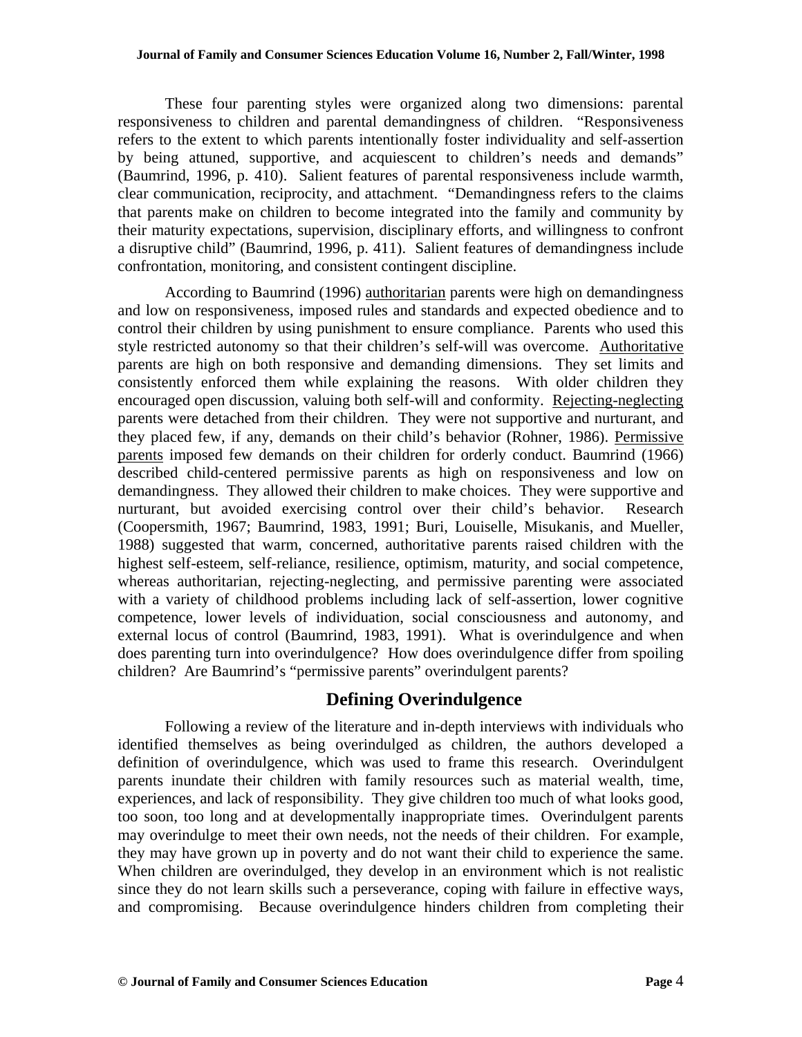These four parenting styles were organized along two dimensions: parental responsiveness to children and parental demandingness of children. "Responsiveness refers to the extent to which parents intentionally foster individuality and self-assertion by being attuned, supportive, and acquiescent to children's needs and demands" (Baumrind, 1996, p. 410). Salient features of parental responsiveness include warmth, clear communication, reciprocity, and attachment. "Demandingness refers to the claims that parents make on children to become integrated into the family and community by their maturity expectations, supervision, disciplinary efforts, and willingness to confront a disruptive child" (Baumrind, 1996, p. 411). Salient features of demandingness include confrontation, monitoring, and consistent contingent discipline.

According to Baumrind (1996) <u>authoritarian</u> parents were high on demandingness and low on responsiveness, imposed rules and standards and expected obedience and to control their children by using punishment to ensure compliance. Parents who used this style restricted autonomy so that their children's self-will was overcome. <u>Authoritative</u> parents are high on both responsive and demanding dimensions. They set limits and consistently enforced them while explaining the reasons. With older children they encouraged open discussion, valuing both self-will and conformity. <u>Rejecting-neglecting</u> parents were detached from their children. They were not supportive and nurturant, and they placed few, if any, demands on their child's behavior (Rohner, 1986). <u>Permissive parents</u> imposed few demands on their children for orderly conduct. Baumrind (1966) described child-centered permissive parents as high on responsiveness and low on demandingness. They allowed their children to make choices. They were supportive and nurturant, but avoided exercising control over their child's behavior. Research (Coopersmith, 1967; Baumrind, 1983, 1991; Buri, Louiselle, Misukanis, and Mueller, 1988) suggested that warm, concerned, authoritative parents raised children with the highest self-esteem, self-reliance, resilience, optimism, maturity, and social competence, whereas authoritarian, rejecting-neglecting, and permissive parenting were associated with a variety of childhood problems including lack of self-assertion, lower cognitive competence, lower levels of individuation, social consciousness and autonomy, and external locus of control (Baumrind, 1983, 1991). What is overindulgence and when does parenting turn into overindulgence? How does overindulgence differ from spoiling children? Are Baumrind's "permissive parents" overindulgent parents?

## Defining Overindulgence

Following a review of the literature and in-depth interviews with individuals who identified themselves as being overindulged as children, the authors developed a definition of overindulgence, which was used to frame this research. Overindulgent parents inundate their children with family resources such as material wealth, time, experiences, and lack of responsibility. They give children too much of what looks good, too soon, too long and at developmentally inappropriate times. Overindulgent parents may overindulge to meet their own needs, not the needs of their children. For example, they may have grown up in poverty and do not want their child to experience the same. When children are overindulged, they develop in an environment which is not realistic since they do not learn skills such a perseverance, coping with failure in effective ways, and compromising. Because overindulgence hinders children from completing their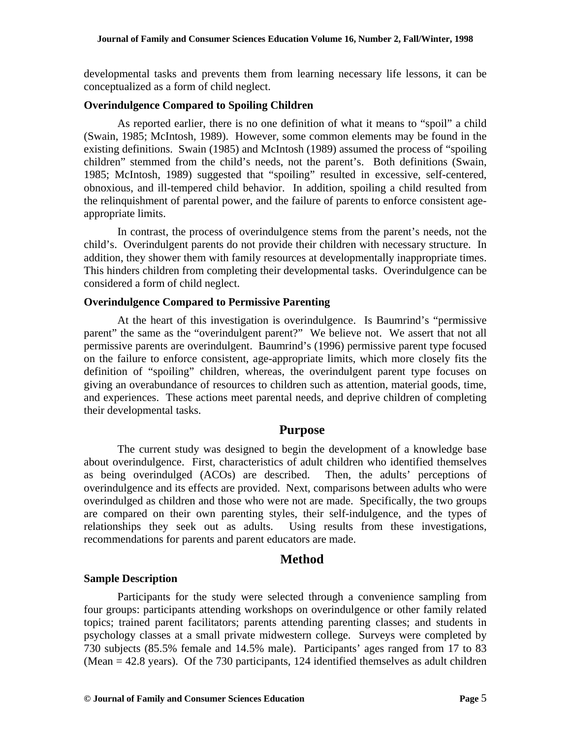developmental tasks and prevents them from learning necessary life lessons, it can be conceptualized as a form of child neglect.

### Overindulgence Compared to Spoiling Children

As reported earlier, there is no one definition of what it means to "spoil" a child (Swain, 1985; McIntosh, 1989). However, some common elements may be found in the existing definitions. Swain (1985) and McIntosh (1989) assumed the process of "spoiling children" stemmed from the child's needs, not the parent's. Both definitions (Swain, 1985; McIntosh, 1989) suggested that "spoiling" resulted in excessive, self-centered, obnoxious, and ill-tempered child behavior. In addition, spoiling a child resulted from the relinquishment of parental power, and the failure of parents to enforce consistent age-appropriate limits.

In contrast, the process of overindulgence stems from the parent's needs, not the child's. Overindulgent parents do not provide their children with necessary structure. In addition, they shower them with family resources at developmentally inappropriate times. This hinders children from completing their developmental tasks. Overindulgence can be considered a form of child neglect.

### Overindulgence Compared to Permissive Parenting

At the heart of this investigation is overindulgence. Is Baumrind's "permissive parent" the same as the "overindulgent parent?" We believe not. We assert that not all permissive parents are overindulgent. Baumrind's (1996) permissive parent type focused on the failure to enforce consistent, age-appropriate limits, which more closely fits the definition of "spoiling" children, whereas, the overindulgent parent type focuses on giving an overabundance of resources to children such as attention, material goods, time, and experiences. These actions meet parental needs, and deprive children of completing their developmental tasks.

## Purpose

The current study was designed to begin the development of a knowledge base about overindulgence. First, characteristics of adult children who identified themselves as being overindulged (ACOs) are described. Then, the adults' perceptions of overindulgence and its effects are provided. Next, comparisons between adults who were overindulged as children and those who were not are made. Specifically, the two groups are compared on their own parenting styles, their self-indulgence, and the types of relationships they seek out as adults. Using results from these investigations, recommendations for parents and parent educators are made.

## Method

### Sample Description

Participants for the study were selected through a convenience sampling from four groups: participants attending workshops on overindulgence or other family related topics; trained parent facilitators; parents attending parenting classes; and students in psychology classes at a small private midwestern college. Surveys were completed by 730 subjects (85.5% female and 14.5% male). Participants' ages ranged from 17 to 83 (Mean = 42.8 years). Of the 730 participants, 124 identified themselves as adult children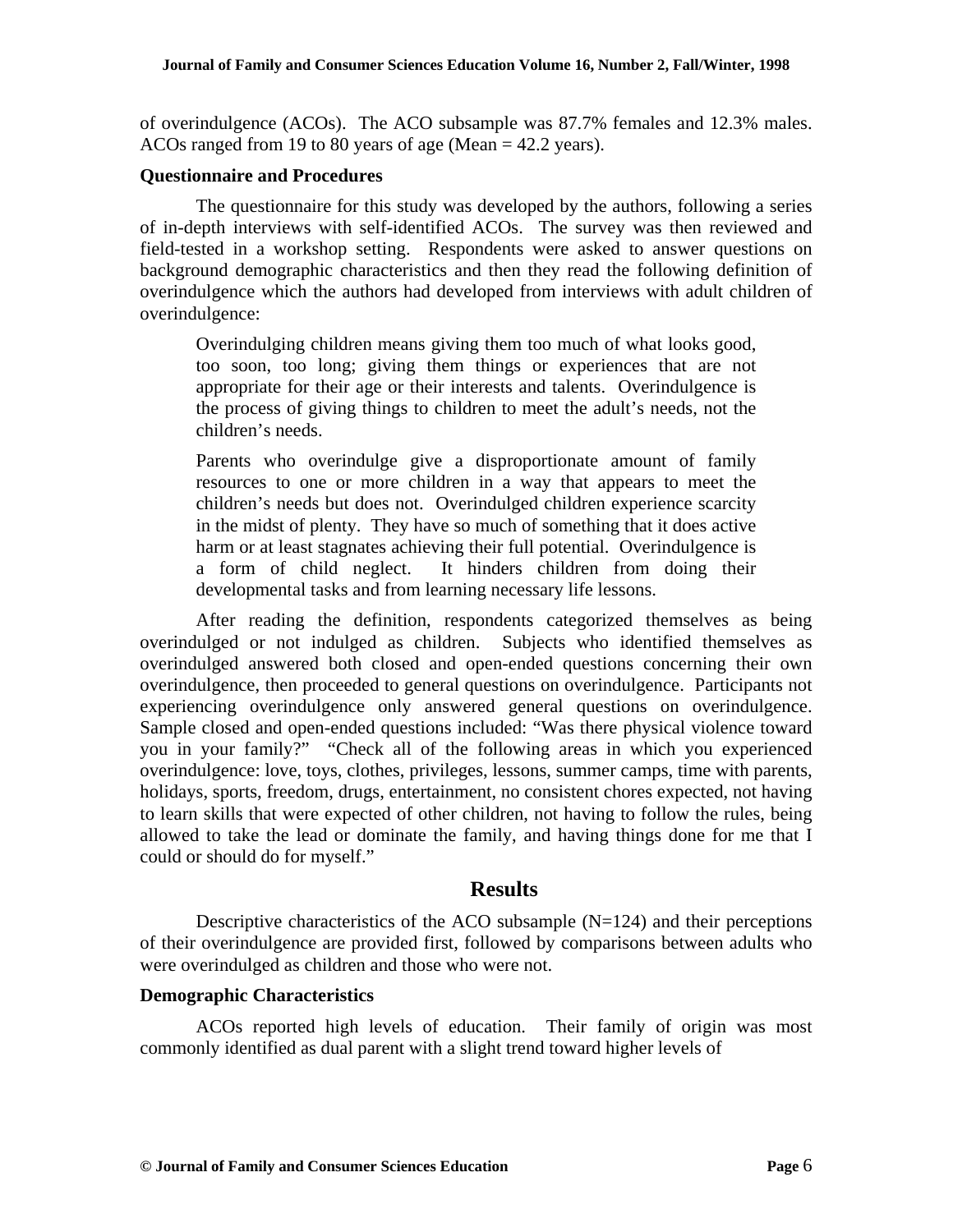of overindulgence (ACOs). The ACO subsample was 87.7% females and 12.3% males. ACOs ranged from 19 to 80 years of age (Mean = 42.2 years).

### Questionnaire and Procedures

The questionnaire for this study was developed by the authors, following a series of in-depth interviews with self-identified ACOs. The survey was then reviewed and field-tested in a workshop setting. Respondents were asked to answer questions on background demographic characteristics and then they read the following definition of overindulgence which the authors had developed from interviews with adult children of overindulgence:

> Overindulging children means giving them too much of what looks good, too soon, too long; giving them things or experiences that are not appropriate for their age or their interests and talents. Overindulgence is the process of giving things to children to meet the adult's needs, not the children's needs.
>
> Parents who overindulge give a disproportionate amount of family resources to one or more children in a way that appears to meet the children's needs but does not. Overindulged children experience scarcity in the midst of plenty. They have so much of something that it does active harm or at least stagnates achieving their full potential. Overindulgence is a form of child neglect. It hinders children from doing their developmental tasks and from learning necessary life lessons.

After reading the definition, respondents categorized themselves as being overindulged or not indulged as children. Subjects who identified themselves as overindulged answered both closed and open-ended questions concerning their own overindulgence, then proceeded to general questions on overindulgence. Participants not experiencing overindulgence only answered general questions on overindulgence. Sample closed and open-ended questions included: "Was there physical violence toward you in your family?" "Check all of the following areas in which you experienced overindulgence: love, toys, clothes, privileges, lessons, summer camps, time with parents, holidays, sports, freedom, drugs, entertainment, no consistent chores expected, not having to learn skills that were expected of other children, not having to follow the rules, being allowed to take the lead or dominate the family, and having things done for me that I could or should do for myself."

## Results

Descriptive characteristics of the ACO subsample (N=124) and their perceptions of their overindulgence are provided first, followed by comparisons between adults who were overindulged as children and those who were not.

### Demographic Characteristics

ACOs reported high levels of education. Their family of origin was most commonly identified as dual parent with a slight trend toward higher levels of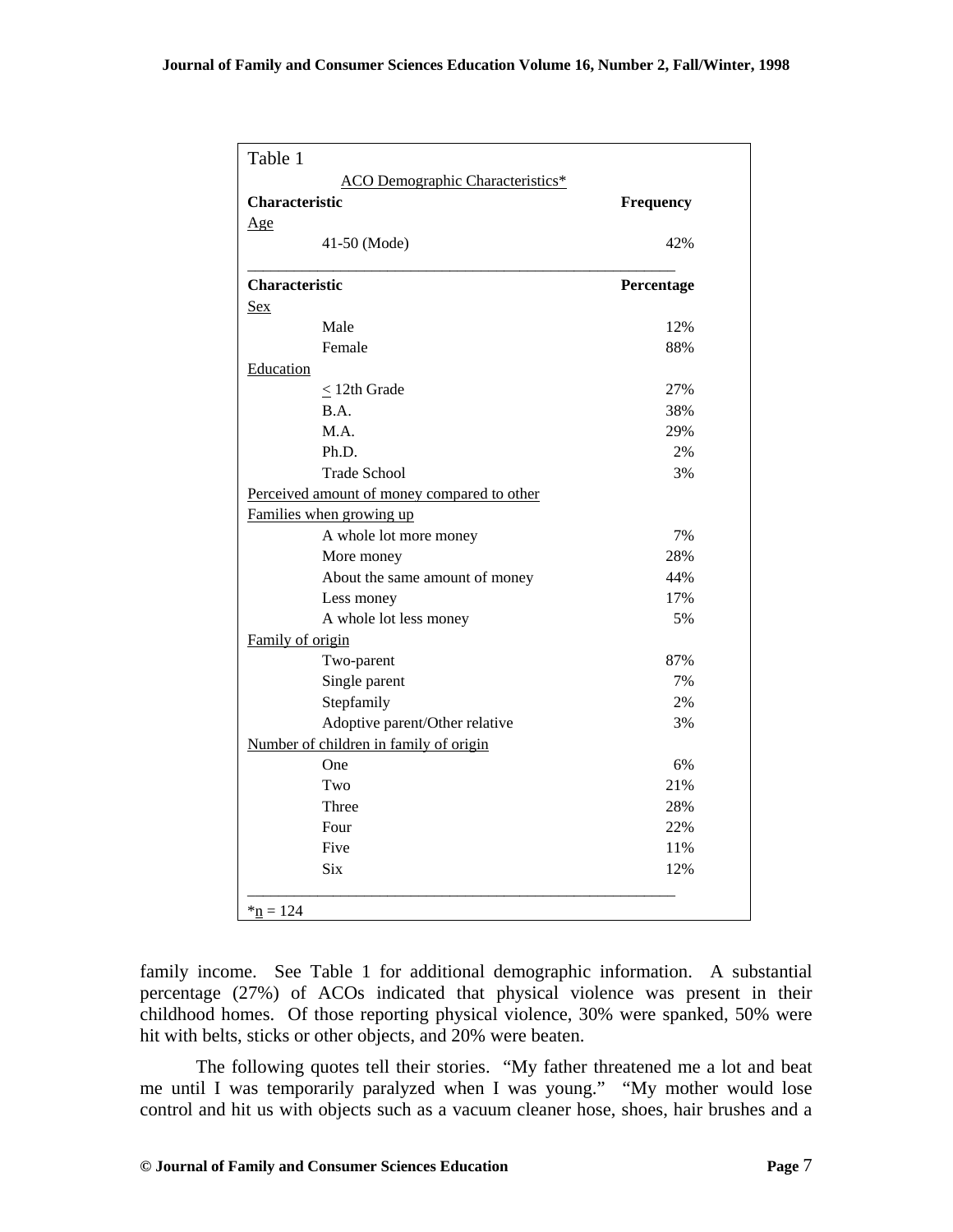Table 1

ACO Demographic Characteristics*

| Characteristic | Frequency |
|---|---|
| Age | |
| 41-50 (Mode) | 42% |

| Characteristic | Percentage |
|---|---|
| Sex | |
| Male | 12% |
| Female | 88% |
| Education | |
| ≤ 12th Grade | 27% |
| B.A. | 38% |
| M.A. | 29% |
| Ph.D. | 2% |
| Trade School | 3% |
| Perceived amount of money compared to other Families when growing up | |
| A whole lot more money | 7% |
| More money | 28% |
| About the same amount of money | 44% |
| Less money | 17% |
| A whole lot less money | 5% |
| Family of origin | |
| Two-parent | 87% |
| Single parent | 7% |
| Stepfamily | 2% |
| Adoptive parent/Other relative | 3% |
| Number of children in family of origin | |
| One | 6% |
| Two | 21% |
| Three | 28% |
| Four | 22% |
| Five | 11% |
| Six | 12% |

*n = 124

family income. See Table 1 for additional demographic information. A substantial percentage (27%) of ACOs indicated that physical violence was present in their childhood homes. Of those reporting physical violence, 30% were spanked, 50% were hit with belts, sticks or other objects, and 20% were beaten.

The following quotes tell their stories. "My father threatened me a lot and beat me until I was temporarily paralyzed when I was young." "My mother would lose control and hit us with objects such as a vacuum cleaner hose, shoes, hair brushes and a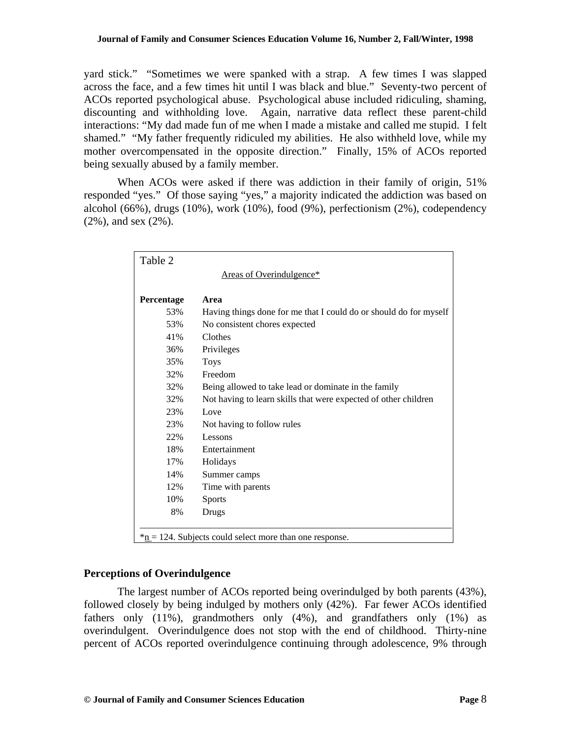yard stick." "Sometimes we were spanked with a strap. A few times I was slapped across the face, and a few times hit until I was black and blue." Seventy-two percent of ACOs reported psychological abuse. Psychological abuse included ridiculing, shaming, discounting and withholding love. Again, narrative data reflect these parent-child interactions: "My dad made fun of me when I made a mistake and called me stupid. I felt shamed." "My father frequently ridiculed my abilities. He also withheld love, while my mother overcompensated in the opposite direction." Finally, 15% of ACOs reported being sexually abused by a family member.

When ACOs were asked if there was addiction in their family of origin, 51% responded "yes." Of those saying "yes," a majority indicated the addiction was based on alcohol (66%), drugs (10%), work (10%), food (9%), perfectionism (2%), codependency (2%), and sex (2%).

Table 2

Areas of Overindulgence*

| Percentage | Area |
|---|---|
| 53% | Having things done for me that I could do or should do for myself |
| 53% | No consistent chores expected |
| 41% | Clothes |
| 36% | Privileges |
| 35% | Toys |
| 32% | Freedom |
| 32% | Being allowed to take lead or dominate in the family |
| 32% | Not having to learn skills that were expected of other children |
| 23% | Love |
| 23% | Not having to follow rules |
| 22% | Lessons |
| 18% | Entertainment |
| 17% | Holidays |
| 14% | Summer camps |
| 12% | Time with parents |
| 10% | Sports |
| 8% | Drugs |

*n = 124. Subjects could select more than one response.

### Perceptions of Overindulgence

The largest number of ACOs reported being overindulged by both parents (43%), followed closely by being indulged by mothers only (42%). Far fewer ACOs identified fathers only (11%), grandmothers only (4%), and grandfathers only (1%) as overindulgent. Overindulgence does not stop with the end of childhood. Thirty-nine percent of ACOs reported overindulgence continuing through adolescence, 9% through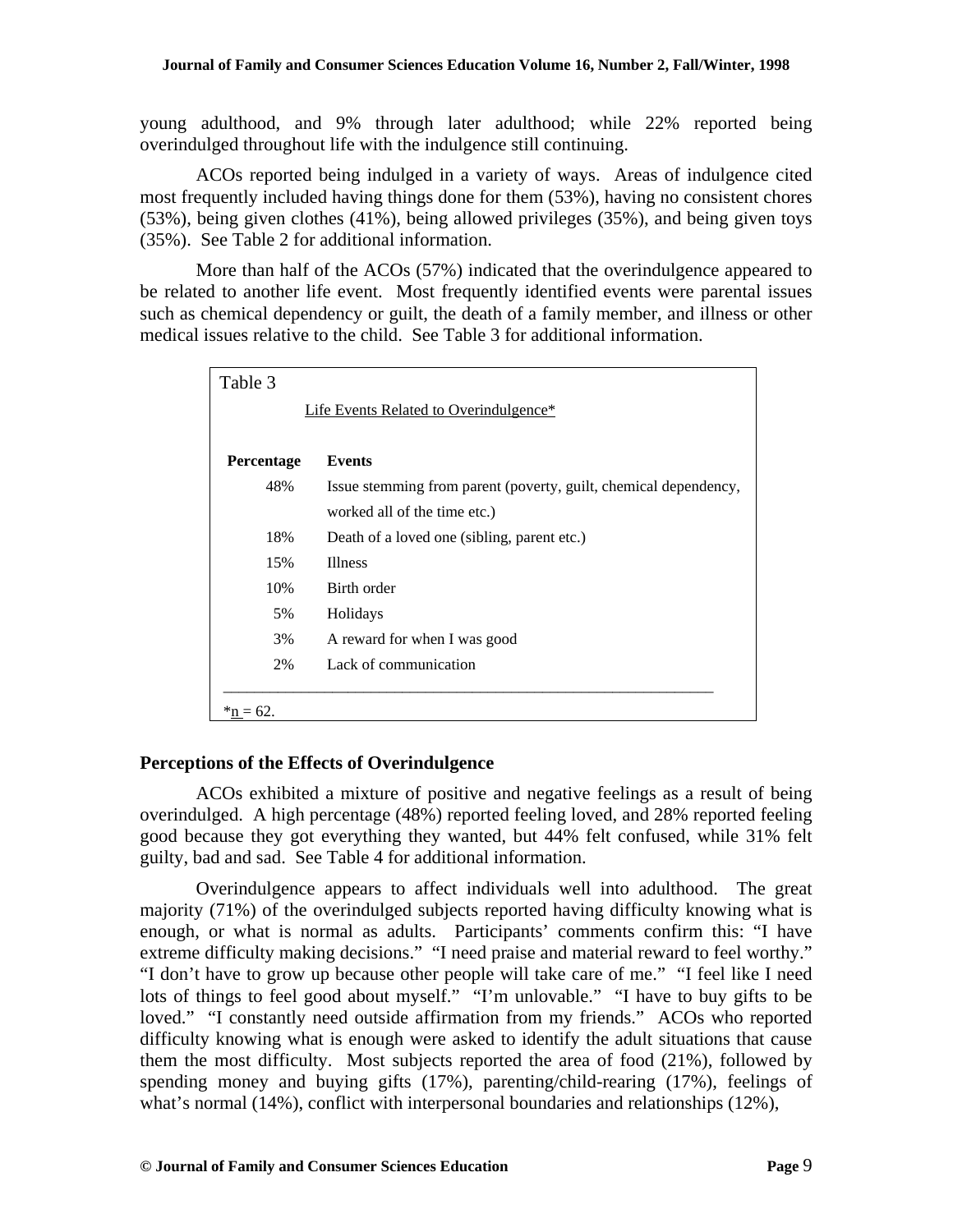young adulthood, and 9% through later adulthood; while 22% reported being overindulged throughout life with the indulgence still continuing.

ACOs reported being indulged in a variety of ways. Areas of indulgence cited most frequently included having things done for them (53%), having no consistent chores (53%), being given clothes (41%), being allowed privileges (35%), and being given toys (35%). See Table 2 for additional information.

More than half of the ACOs (57%) indicated that the overindulgence appeared to be related to another life event. Most frequently identified events were parental issues such as chemical dependency or guilt, the death of a family member, and illness or other medical issues relative to the child. See Table 3 for additional information.

Table 3

Life Events Related to Overindulgence*

| Percentage | Events |
|---|---|
| 48% | Issue stemming from parent (poverty, guilt, chemical dependency, worked all of the time etc.) |
| 18% | Death of a loved one (sibling, parent etc.) |
| 15% | Illness |
| 10% | Birth order |
| 5% | Holidays |
| 3% | A reward for when I was good |
| 2% | Lack of communication |

*n = 62.

## Perceptions of the Effects of Overindulgence

ACOs exhibited a mixture of positive and negative feelings as a result of being overindulged. A high percentage (48%) reported feeling loved, and 28% reported feeling good because they got everything they wanted, but 44% felt confused, while 31% felt guilty, bad and sad. See Table 4 for additional information.

Overindulgence appears to affect individuals well into adulthood. The great majority (71%) of the overindulged subjects reported having difficulty knowing what is enough, or what is normal as adults. Participants' comments confirm this: "I have extreme difficulty making decisions." "I need praise and material reward to feel worthy." "I don't have to grow up because other people will take care of me." "I feel like I need lots of things to feel good about myself." "I'm unlovable." "I have to buy gifts to be loved." "I constantly need outside affirmation from my friends." ACOs who reported difficulty knowing what is enough were asked to identify the adult situations that cause them the most difficulty. Most subjects reported the area of food (21%), followed by spending money and buying gifts (17%), parenting/child-rearing (17%), feelings of what's normal (14%), conflict with interpersonal boundaries and relationships (12%),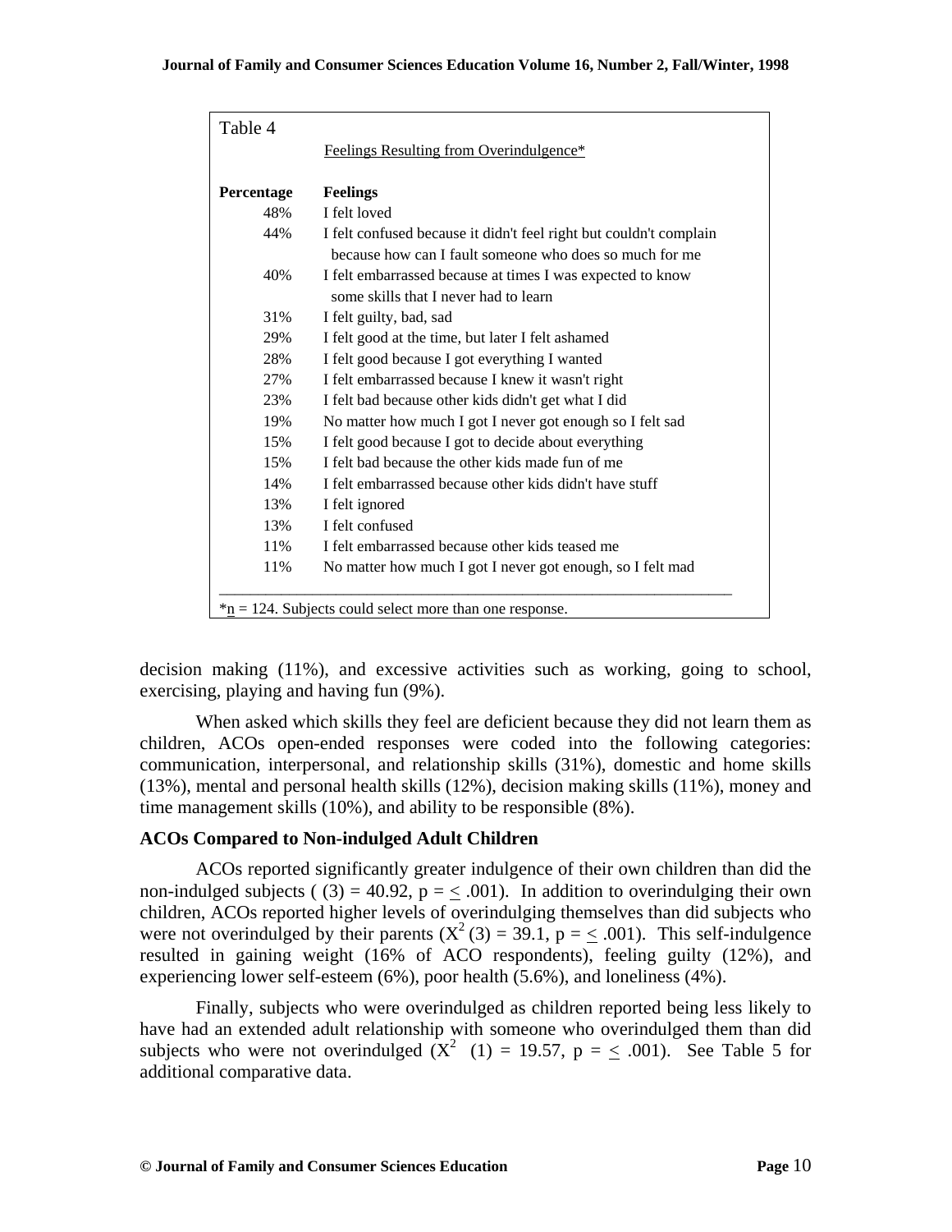Table 4

Feelings Resulting from Overindulgence*

| Percentage | Feelings |
|---|---|
| 48% | I felt loved |
| 44% | I felt confused because it didn't feel right but couldn't complain because how can I fault someone who does so much for me |
| 40% | I felt embarrassed because at times I was expected to know some skills that I never had to learn |
| 31% | I felt guilty, bad, sad |
| 29% | I felt good at the time, but later I felt ashamed |
| 28% | I felt good because I got everything I wanted |
| 27% | I felt embarrassed because I knew it wasn't right |
| 23% | I felt bad because other kids didn't get what I did |
| 19% | No matter how much I got I never got enough so I felt sad |
| 15% | I felt good because I got to decide about everything |
| 15% | I felt bad because the other kids made fun of me |
| 14% | I felt embarrassed because other kids didn't have stuff |
| 13% | I felt ignored |
| 13% | I felt confused |
| 11% | I felt embarrassed because other kids teased me |
| 11% | No matter how much I got I never got enough, so I felt mad |

*n = 124. Subjects could select more than one response.

decision making (11%), and excessive activities such as working, going to school, exercising, playing and having fun (9%).

When asked which skills they feel are deficient because they did not learn them as children, ACOs open-ended responses were coded into the following categories: communication, interpersonal, and relationship skills (31%), domestic and home skills (13%), mental and personal health skills (12%), decision making skills (11%), money and time management skills (10%), and ability to be responsible (8%).

## ACOs Compared to Non-indulged Adult Children

ACOs reported significantly greater indulgence of their own children than did the non-indulged subjects ( (3) = 40.92, p = $\leq$ .001). In addition to overindulging their own children, ACOs reported higher levels of overindulging themselves than did subjects who were not overindulged by their parents ($X^2$ (3) = 39.1, p = $\leq$ .001). This self-indulgence resulted in gaining weight (16% of ACO respondents), feeling guilty (12%), and experiencing lower self-esteem (6%), poor health (5.6%), and loneliness (4%).

Finally, subjects who were overindulged as children reported being less likely to have had an extended adult relationship with someone who overindulged them than did subjects who were not overindulged ($X^2$ (1) = 19.57, p = $\leq$ .001). See Table 5 for additional comparative data.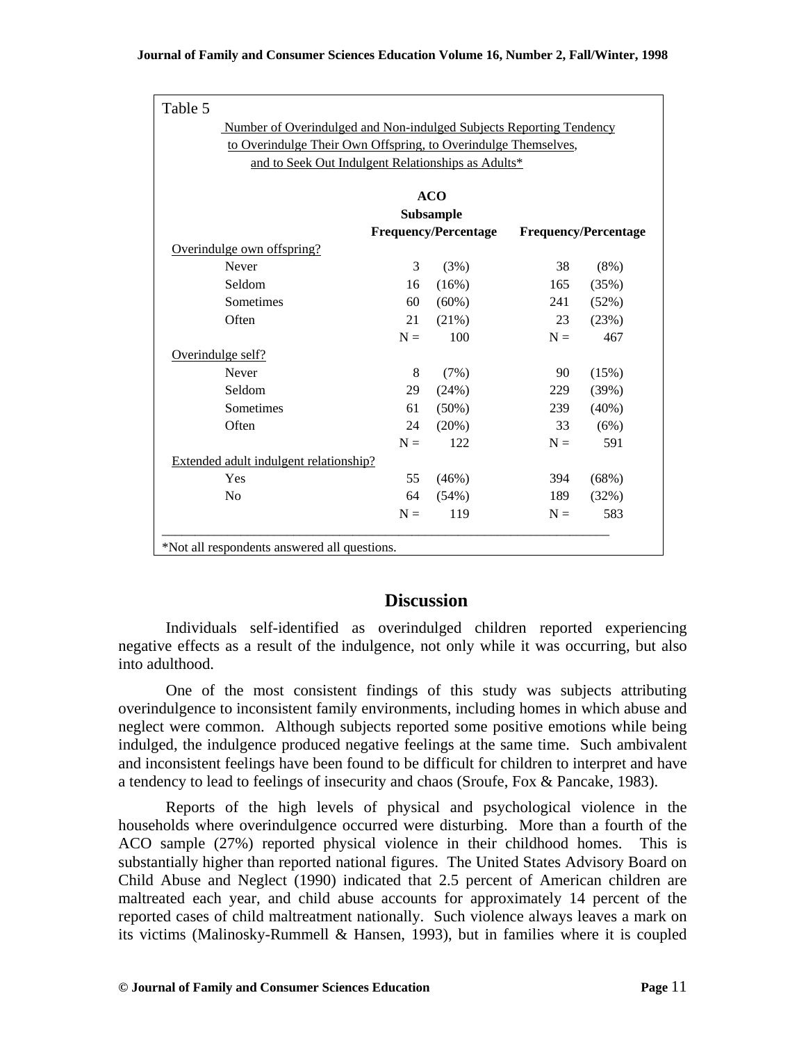Table 5

Number of Overindulged and Non-indulged Subjects Reporting Tendency to Overindulge Their Own Offspring, to Overindulge Themselves, and to Seek Out Indulgent Relationships as Adults*

| | ACO Subsample Frequency/Percentage | | Frequency/Percentage | |
|---|---|---|---|---|
| Overindulge own offspring? | | | | |
| Never | 3 | (3%) | 38 | (8%) |
| Seldom | 16 | (16%) | 165 | (35%) |
| Sometimes | 60 | (60%) | 241 | (52%) |
| Often | 21 | (21%) | 23 | (23%) |
| | N = | 100 | N = | 467 |
| Overindulge self? | | | | |
| Never | 8 | (7%) | 90 | (15%) |
| Seldom | 29 | (24%) | 229 | (39%) |
| Sometimes | 61 | (50%) | 239 | (40%) |
| Often | 24 | (20%) | 33 | (6%) |
| | N = | 122 | N = | 591 |
| Extended adult indulgent relationship? | | | | |
| Yes | 55 | (46%) | 394 | (68%) |
| No | 64 | (54%) | 189 | (32%) |
| | N = | 119 | N = | 583 |

*Not all respondents answered all questions.

## Discussion

Individuals self-identified as overindulged children reported experiencing negative effects as a result of the indulgence, not only while it was occurring, but also into adulthood.

One of the most consistent findings of this study was subjects attributing overindulgence to inconsistent family environments, including homes in which abuse and neglect were common. Although subjects reported some positive emotions while being indulged, the indulgence produced negative feelings at the same time. Such ambivalent and inconsistent feelings have been found to be difficult for children to interpret and have a tendency to lead to feelings of insecurity and chaos (Sroufe, Fox & Pancake, 1983).

Reports of the high levels of physical and psychological violence in the households where overindulgence occurred were disturbing. More than a fourth of the ACO sample (27%) reported physical violence in their childhood homes. This is substantially higher than reported national figures. The United States Advisory Board on Child Abuse and Neglect (1990) indicated that 2.5 percent of American children are maltreated each year, and child abuse accounts for approximately 14 percent of the reported cases of child maltreatment nationally. Such violence always leaves a mark on its victims (Malinosky-Rummell & Hansen, 1993), but in families where it is coupled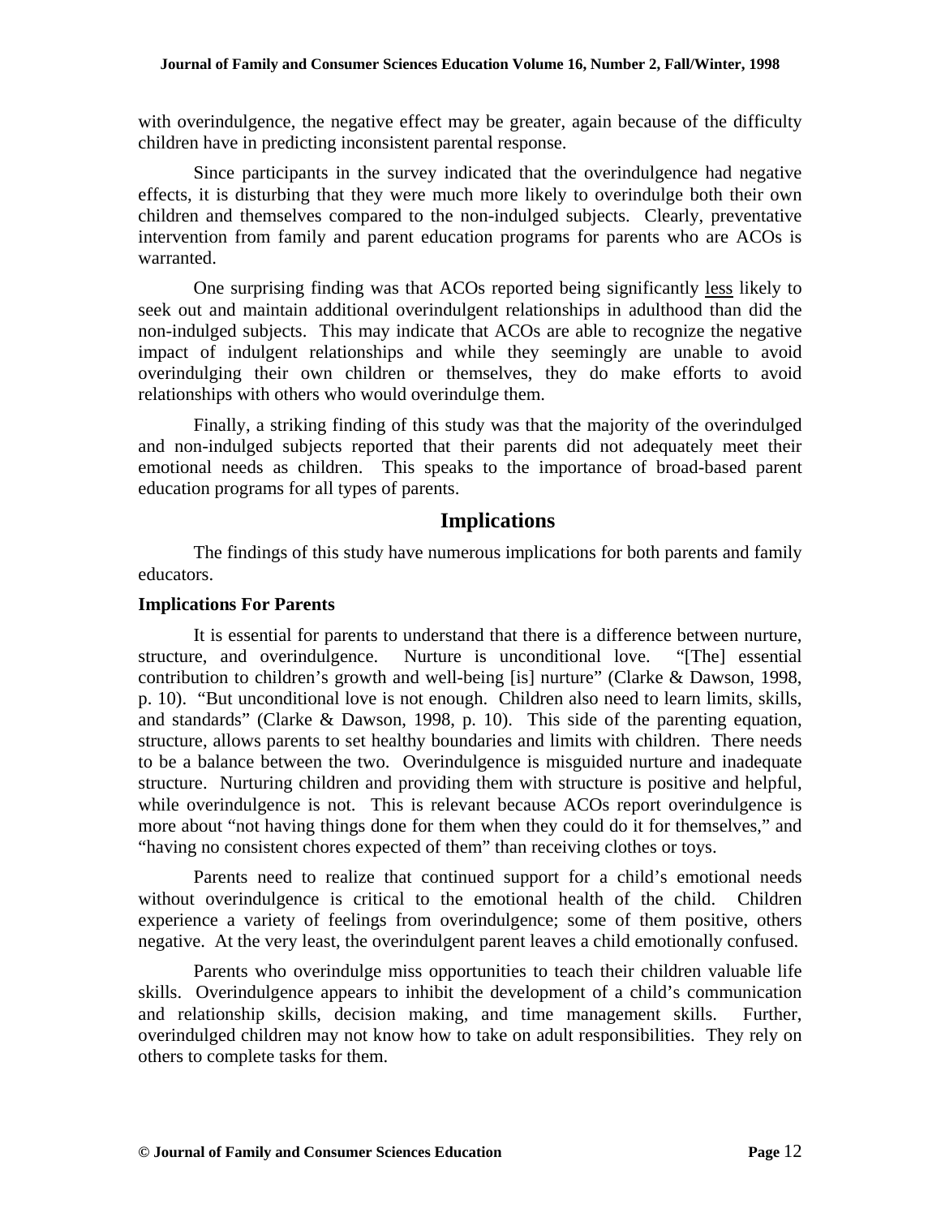with overindulgence, the negative effect may be greater, again because of the difficulty children have in predicting inconsistent parental response.

Since participants in the survey indicated that the overindulgence had negative effects, it is disturbing that they were much more likely to overindulge both their own children and themselves compared to the non-indulged subjects. Clearly, preventative intervention from family and parent education programs for parents who are ACOs is warranted.

One surprising finding was that ACOs reported being significantly <u>less</u> likely to seek out and maintain additional overindulgent relationships in adulthood than did the non-indulged subjects. This may indicate that ACOs are able to recognize the negative impact of indulgent relationships and while they seemingly are unable to avoid overindulging their own children or themselves, they do make efforts to avoid relationships with others who would overindulge them.

Finally, a striking finding of this study was that the majority of the overindulged and non-indulged subjects reported that their parents did not adequately meet their emotional needs as children. This speaks to the importance of broad-based parent education programs for all types of parents.

## Implications

The findings of this study have numerous implications for both parents and family educators.

### Implications For Parents

It is essential for parents to understand that there is a difference between nurture, structure, and overindulgence. Nurture is unconditional love. "[The] essential contribution to children's growth and well-being [is] nurture" (Clarke & Dawson, 1998, p. 10). "But unconditional love is not enough. Children also need to learn limits, skills, and standards" (Clarke & Dawson, 1998, p. 10). This side of the parenting equation, structure, allows parents to set healthy boundaries and limits with children. There needs to be a balance between the two. Overindulgence is misguided nurture and inadequate structure. Nurturing children and providing them with structure is positive and helpful, while overindulgence is not. This is relevant because ACOs report overindulgence is more about "not having things done for them when they could do it for themselves," and "having no consistent chores expected of them" than receiving clothes or toys.

Parents need to realize that continued support for a child's emotional needs without overindulgence is critical to the emotional health of the child. Children experience a variety of feelings from overindulgence; some of them positive, others negative. At the very least, the overindulgent parent leaves a child emotionally confused.

Parents who overindulge miss opportunities to teach their children valuable life skills. Overindulgence appears to inhibit the development of a child's communication and relationship skills, decision making, and time management skills. Further, overindulged children may not know how to take on adult responsibilities. They rely on others to complete tasks for them.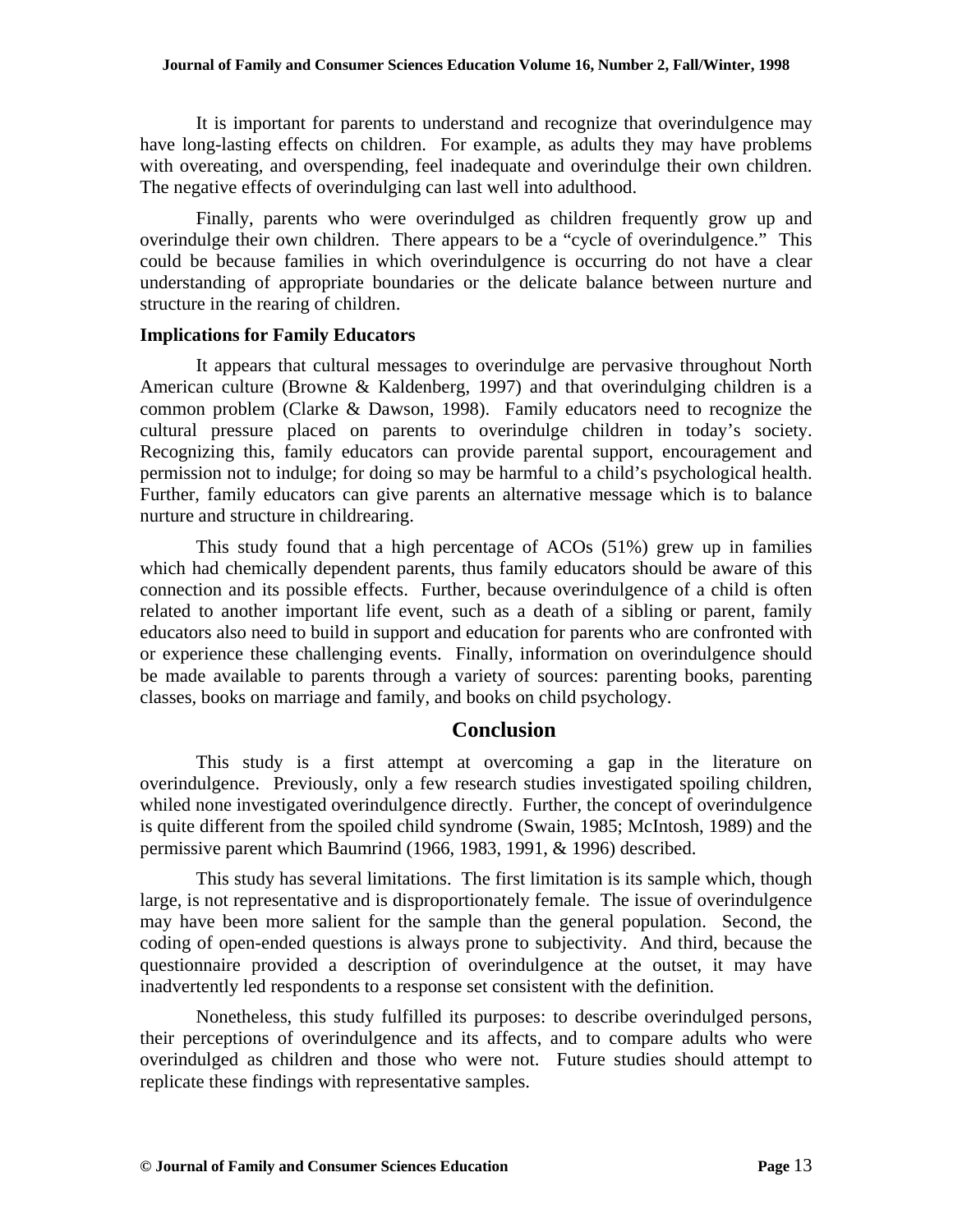It is important for parents to understand and recognize that overindulgence may have long-lasting effects on children. For example, as adults they may have problems with overeating, and overspending, feel inadequate and overindulge their own children. The negative effects of overindulging can last well into adulthood.

Finally, parents who were overindulged as children frequently grow up and overindulge their own children. There appears to be a "cycle of overindulgence." This could be because families in which overindulgence is occurring do not have a clear understanding of appropriate boundaries or the delicate balance between nurture and structure in the rearing of children.

### Implications for Family Educators

It appears that cultural messages to overindulge are pervasive throughout North American culture (Browne & Kaldenberg, 1997) and that overindulging children is a common problem (Clarke & Dawson, 1998). Family educators need to recognize the cultural pressure placed on parents to overindulge children in today's society. Recognizing this, family educators can provide parental support, encouragement and permission not to indulge; for doing so may be harmful to a child's psychological health. Further, family educators can give parents an alternative message which is to balance nurture and structure in childrearing.

This study found that a high percentage of ACOs (51%) grew up in families which had chemically dependent parents, thus family educators should be aware of this connection and its possible effects. Further, because overindulgence of a child is often related to another important life event, such as a death of a sibling or parent, family educators also need to build in support and education for parents who are confronted with or experience these challenging events. Finally, information on overindulgence should be made available to parents through a variety of sources: parenting books, parenting classes, books on marriage and family, and books on child psychology.

## Conclusion

This study is a first attempt at overcoming a gap in the literature on overindulgence. Previously, only a few research studies investigated spoiling children, whiled none investigated overindulgence directly. Further, the concept of overindulgence is quite different from the spoiled child syndrome (Swain, 1985; McIntosh, 1989) and the permissive parent which Baumrind (1966, 1983, 1991, & 1996) described.

This study has several limitations. The first limitation is its sample which, though large, is not representative and is disproportionately female. The issue of overindulgence may have been more salient for the sample than the general population. Second, the coding of open-ended questions is always prone to subjectivity. And third, because the questionnaire provided a description of overindulgence at the outset, it may have inadvertently led respondents to a response set consistent with the definition.

Nonetheless, this study fulfilled its purposes: to describe overindulged persons, their perceptions of overindulgence and its affects, and to compare adults who were overindulged as children and those who were not. Future studies should attempt to replicate these findings with representative samples.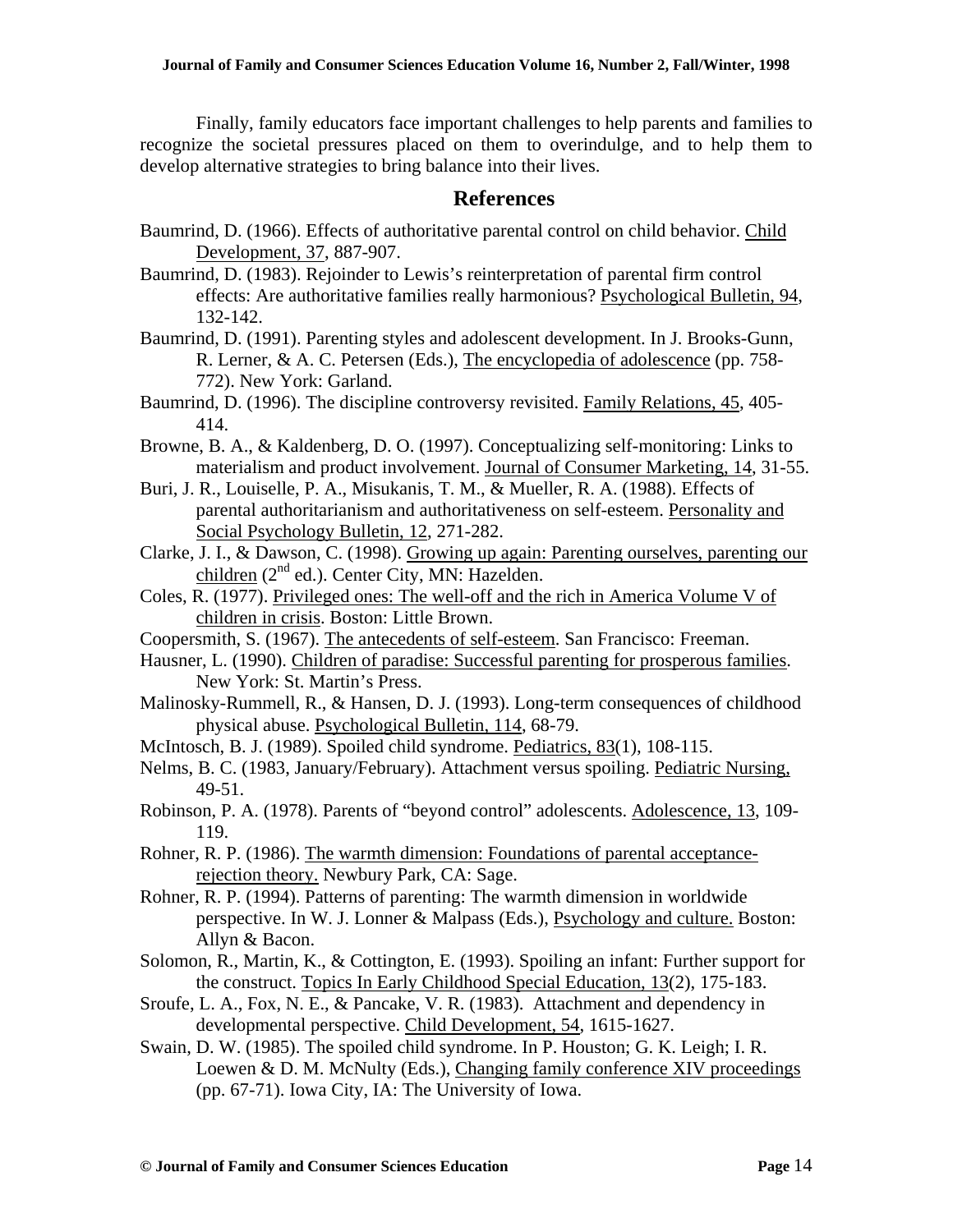Finally, family educators face important challenges to help parents and families to recognize the societal pressures placed on them to overindulge, and to help them to develop alternative strategies to bring balance into their lives.

## References

Baumrind, D. (1966). Effects of authoritative parental control on child behavior. Child Development, 37, 887-907.

Baumrind, D. (1983). Rejoinder to Lewis's reinterpretation of parental firm control effects: Are authoritative families really harmonious? Psychological Bulletin, 94, 132-142.

Baumrind, D. (1991). Parenting styles and adolescent development. In J. Brooks-Gunn, R. Lerner, & A. C. Petersen (Eds.), The encyclopedia of adolescence (pp. 758-772). New York: Garland.

Baumrind, D. (1996). The discipline controversy revisited. Family Relations, 45, 405-414.

Browne, B. A., & Kaldenberg, D. O. (1997). Conceptualizing self-monitoring: Links to materialism and product involvement. Journal of Consumer Marketing, 14, 31-55.

Buri, J. R., Louiselle, P. A., Misukanis, T. M., & Mueller, R. A. (1988). Effects of parental authoritarianism and authoritativeness on self-esteem. Personality and Social Psychology Bulletin, 12, 271-282.

Clarke, J. I., & Dawson, C. (1998). Growing up again: Parenting ourselves, parenting our children (2nd ed.). Center City, MN: Hazelden.

Coles, R. (1977). Privileged ones: The well-off and the rich in America Volume V of children in crisis. Boston: Little Brown.

Coopersmith, S. (1967). The antecedents of self-esteem. San Francisco: Freeman.

Hausner, L. (1990). Children of paradise: Successful parenting for prosperous families. New York: St. Martin's Press.

Malinosky-Rummell, R., & Hansen, D. J. (1993). Long-term consequences of childhood physical abuse. Psychological Bulletin, 114, 68-79.

McIntosch, B. J. (1989). Spoiled child syndrome. Pediatrics, 83(1), 108-115.

Nelms, B. C. (1983, January/February). Attachment versus spoiling. Pediatric Nursing, 49-51.

Robinson, P. A. (1978). Parents of "beyond control" adolescents. Adolescence, 13, 109-119.

Rohner, R. P. (1986). The warmth dimension: Foundations of parental acceptance-rejection theory. Newbury Park, CA: Sage.

Rohner, R. P. (1994). Patterns of parenting: The warmth dimension in worldwide perspective. In W. J. Lonner & Malpass (Eds.), Psychology and culture. Boston: Allyn & Bacon.

Solomon, R., Martin, K., & Cottington, E. (1993). Spoiling an infant: Further support for the construct. Topics In Early Childhood Special Education, 13(2), 175-183.

Sroufe, L. A., Fox, N. E., & Pancake, V. R. (1983). Attachment and dependency in developmental perspective. Child Development, 54, 1615-1627.

Swain, D. W. (1985). The spoiled child syndrome. In P. Houston; G. K. Leigh; I. R. Loewen & D. M. McNulty (Eds.), Changing family conference XIV proceedings (pp. 67-71). Iowa City, IA: The University of Iowa.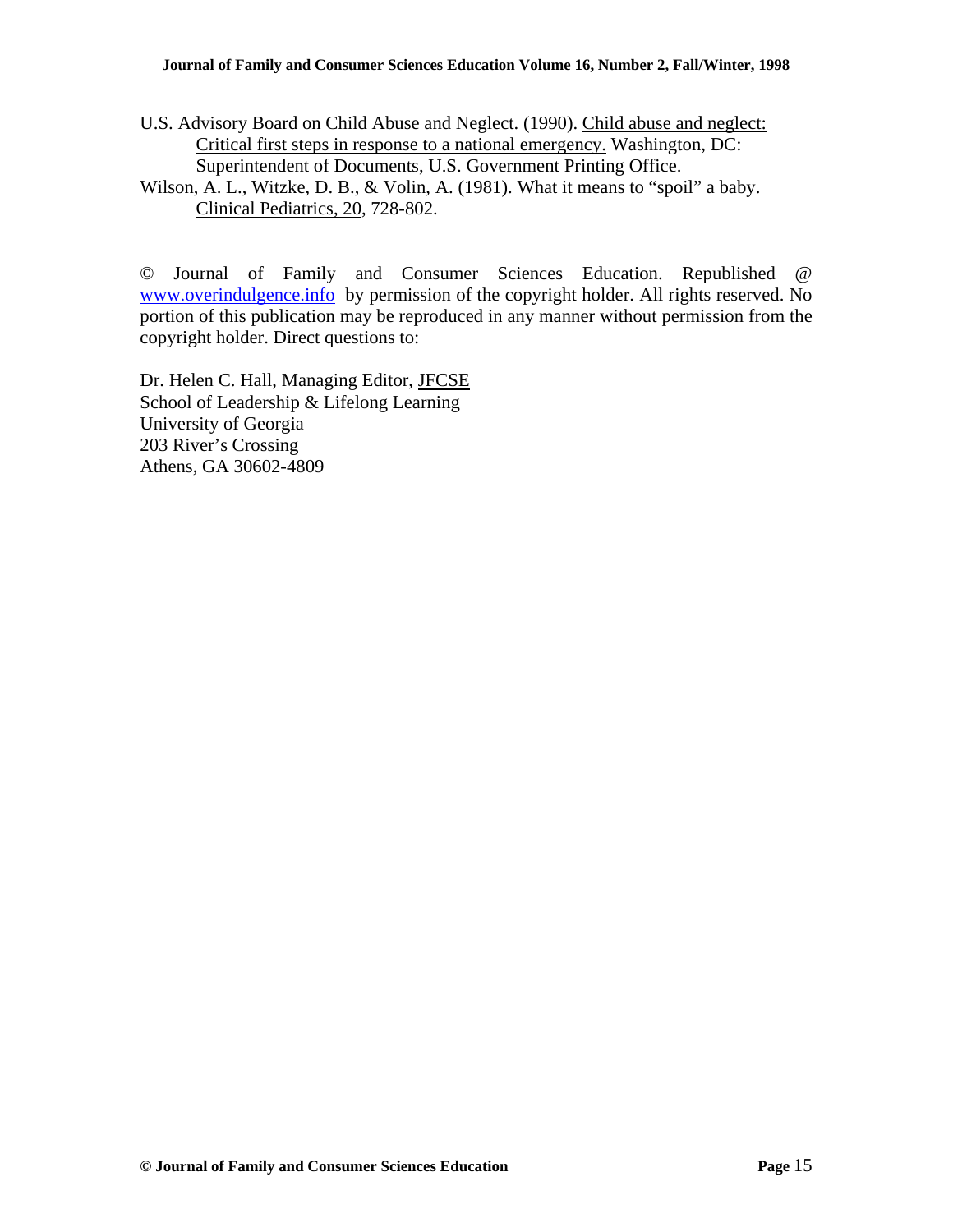U.S. Advisory Board on Child Abuse and Neglect. (1990). Child abuse and neglect: Critical first steps in response to a national emergency. Washington, DC: Superintendent of Documents, U.S. Government Printing Office.

Wilson, A. L., Witzke, D. B., & Volin, A. (1981). What it means to "spoil" a baby. Clinical Pediatrics, 20, 728-802.

© Journal of Family and Consumer Sciences Education. Republished @ www.overindulgence.info by permission of the copyright holder. All rights reserved. No portion of this publication may be reproduced in any manner without permission from the copyright holder. Direct questions to:

Dr. Helen C. Hall, Managing Editor, JFCSE
School of Leadership & Lifelong Learning
University of Georgia
203 River's Crossing
Athens, GA 30602-4809